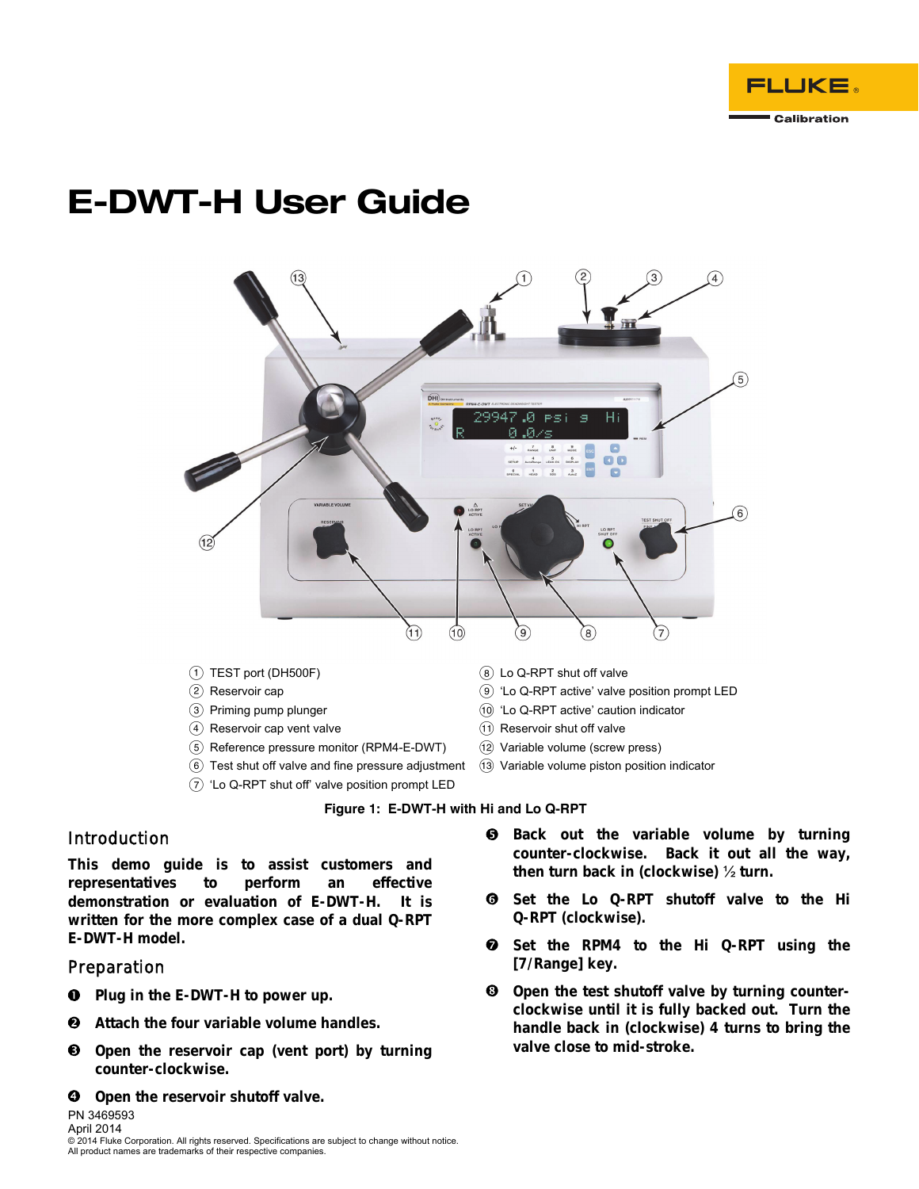FLUKE®

Calibration

# E-DWT-H User Guide

1. TEST port (DH500F)
2. Reservoir cap
3. Priming pump plunger
4. Reservoir cap vent valve
5. Reference pressure monitor (RPM4-E-DWT)
6. Test shut off valve and fine pressure adjustment
7. 'Lo Q-RPT shut off' valve position prompt LED
8. Lo Q-RPT shut off valve
9. 'Lo Q-RPT active' valve position prompt LED
10. 'Lo Q-RPT active' caution indicator
11. Reservoir shut off valve
12. Variable volume (screw press)
13. Variable volume piston position indicator

**Figure 1: E-DWT-H with Hi and Lo Q-RPT**

## Introduction

**This demo guide is to assist customers and representatives to perform an effective demonstration or evaluation of E-DWT-H. It is written for the more complex case of a dual Q-RPT E-DWT-H model.**

## Preparation

❶ **Plug in the E-DWT-H to power up.**

❷ **Attach the four variable volume handles.**

❸ **Open the reservoir cap (vent port) by turning counter-clockwise.**

❹ **Open the reservoir shutoff valve.**

❺ **Back out the variable volume by turning counter-clockwise. Back it out all the way, then turn back in (clockwise) ½ turn.**

❻ **Set the Lo Q-RPT shutoff valve to the Hi Q-RPT (clockwise).**

❼ **Set the RPM4 to the Hi Q-RPT using the [7/Range] key.**

❽ **Open the test shutoff valve by turning counter-clockwise until it is fully backed out. Turn the handle back in (clockwise) 4 turns to bring the valve close to mid-stroke.**

PN 3469593
April 2014
© 2014 Fluke Corporation. All rights reserved. Specifications are subject to change without notice.
All product names are trademarks of their respective companies.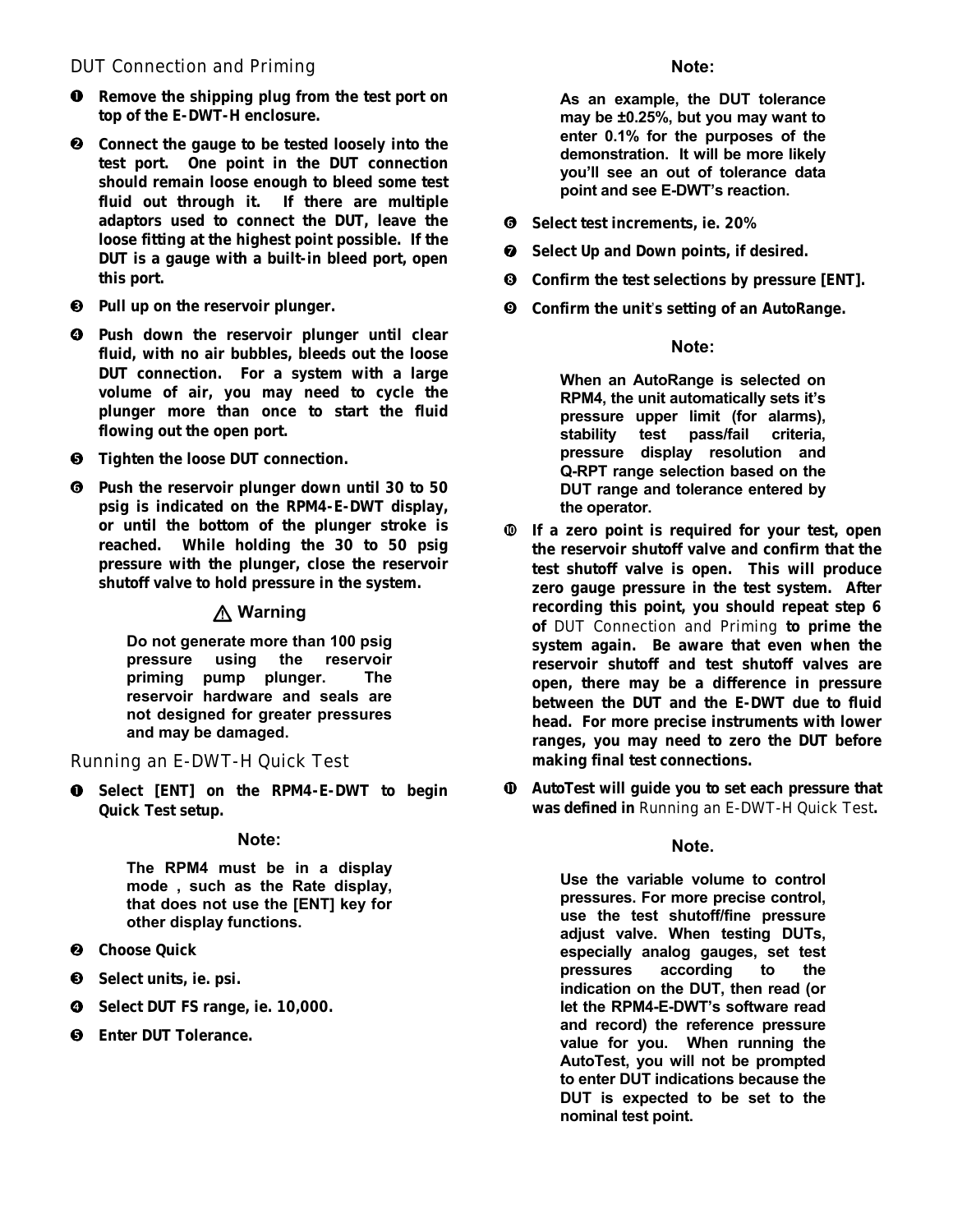## DUT Connection and Priming

1. **Remove the shipping plug from the test port on top of the E-DWT-H enclosure.**

2. **Connect the gauge to be tested loosely into the test port. One point in the DUT connection should remain loose enough to bleed some test fluid out through it. If there are multiple adaptors used to connect the DUT, leave the loose fitting at the highest point possible. If the DUT is a gauge with a built-in bleed port, open this port.**

3. **Pull up on the reservoir plunger.**

4. **Push down the reservoir plunger until clear fluid, with no air bubbles, bleeds out the loose DUT connection. For a system with a large volume of air, you may need to cycle the plunger more than once to start the fluid flowing out the open port.**

5. **Tighten the loose DUT connection.**

6. **Push the reservoir plunger down until 30 to 50 psig is indicated on the RPM4-E-DWT display, or until the bottom of the plunger stroke is reached. While holding the 30 to 50 psig pressure with the plunger, close the reservoir shutoff valve to hold pressure in the system.**

> **⚠ Warning**
>
> **Do not generate more than 100 psig pressure using the reservoir priming pump plunger. The reservoir hardware and seals are not designed for greater pressures and may be damaged.**

## Running an E-DWT-H Quick Test

1. **Select [ENT] on the RPM4-E-DWT to begin Quick Test setup.**

> **Note:**
>
> **The RPM4 must be in a display mode , such as the Rate display, that does not use the [ENT] key for other display functions.**

2. **Choose Quick**

3. **Select units, ie. psi.**

4. **Select DUT FS range, ie. 10,000.**

5. **Enter DUT Tolerance.**

> **Note:**
>
> **As an example, the DUT tolerance may be ±0.25%, but you may want to enter 0.1% for the purposes of the demonstration. It will be more likely you'll see an out of tolerance data point and see E-DWT's reaction.**

6. **Select test increments, ie. 20%**

7. **Select Up and Down points, if desired.**

8. **Confirm the test selections by pressure [ENT].**

9. **Confirm the unit's setting of an AutoRange.**

> **Note:**
>
> **When an AutoRange is selected on RPM4, the unit automatically sets it's pressure upper limit (for alarms), stability test pass/fail criteria, pressure display resolution and Q-RPT range selection based on the DUT range and tolerance entered by the operator.**

10. **If a zero point is required for your test, open the reservoir shutoff valve and confirm that the test shutoff valve is open. This will produce zero gauge pressure in the test system. After recording this point, you should repeat step 6 of** DUT Connection and Priming **to prime the system again. Be aware that even when the reservoir shutoff and test shutoff valves are open, there may be a difference in pressure between the DUT and the E-DWT due to fluid head. For more precise instruments with lower ranges, you may need to zero the DUT before making final test connections.**

11. **AutoTest will guide you to set each pressure that was defined in** Running an E-DWT-H Quick Test**.**

> **Note.**
>
> **Use the variable volume to control pressures. For more precise control, use the test shutoff/fine pressure adjust valve. When testing DUTs, especially analog gauges, set test pressures according to the indication on the DUT, then read (or let the RPM4-E-DWT's software read and record) the reference pressure value for you. When running the AutoTest, you will not be prompted to enter DUT indications because the DUT is expected to be set to the nominal test point.**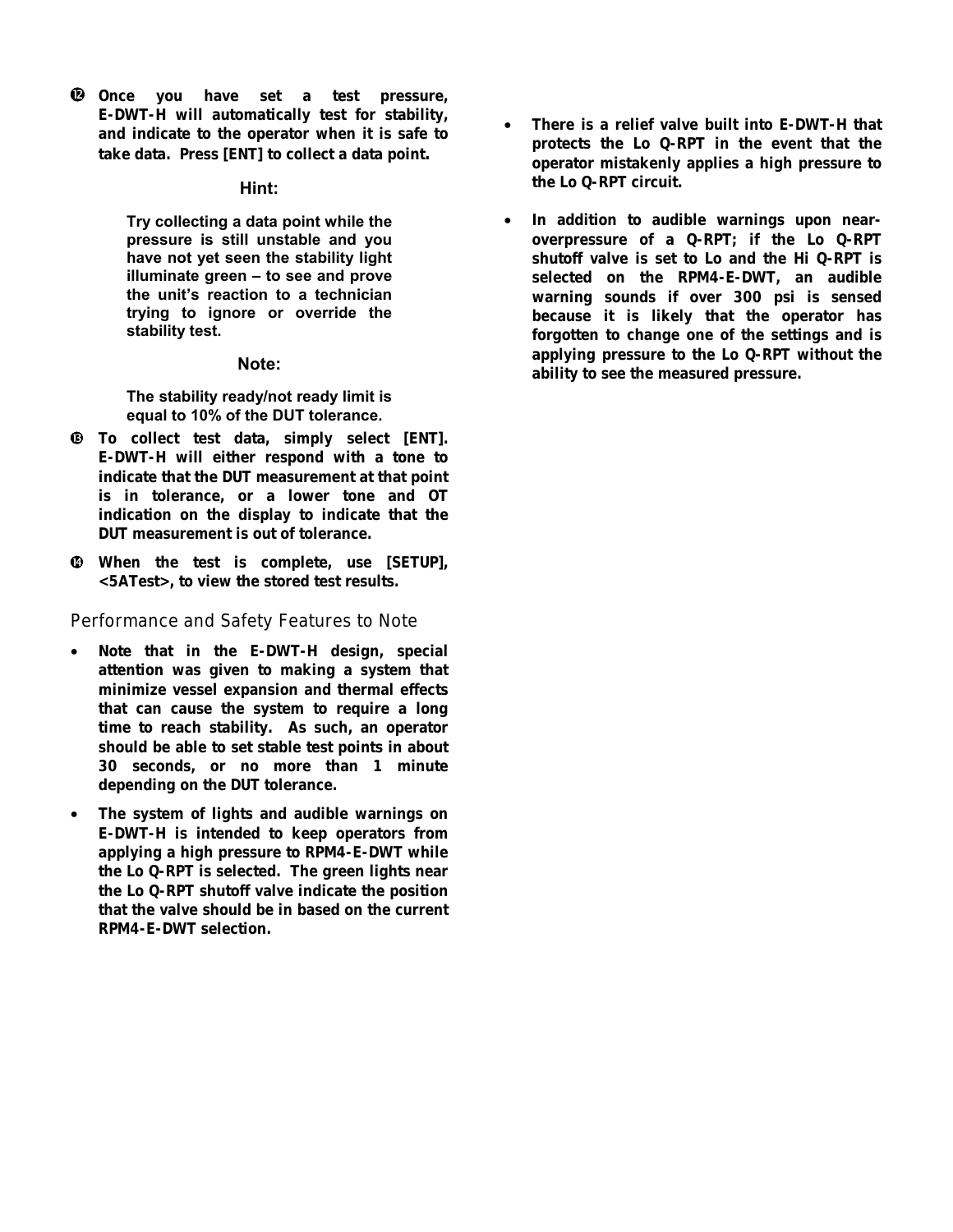⓬ **Once you have set a test pressure, E-DWT-H will automatically test for stability, and indicate to the operator when it is safe to take data. Press [ENT] to collect a data point.**

**Hint:**

> **Try collecting a data point while the pressure is still unstable and you have not yet seen the stability light illuminate green – to see and prove the unit's reaction to a technician trying to ignore or override the stability test.**

**Note:**

> **The stability ready/not ready limit is equal to 10% of the DUT tolerance.**

⓭ **To collect test data, simply select [ENT]. E-DWT-H will either respond with a tone to indicate that the DUT measurement at that point is in tolerance, or a lower tone and OT indication on the display to indicate that the DUT measurement is out of tolerance.**

⓮ **When the test is complete, use [SETUP], <5ATest>, to view the stored test results.**

## Performance and Safety Features to Note

- **Note that in the E-DWT-H design, special attention was given to making a system that minimize vessel expansion and thermal effects that can cause the system to require a long time to reach stability. As such, an operator should be able to set stable test points in about 30 seconds, or no more than 1 minute depending on the DUT tolerance.**
- **The system of lights and audible warnings on E-DWT-H is intended to keep operators from applying a high pressure to RPM4-E-DWT while the Lo Q-RPT is selected. The green lights near the Lo Q-RPT shutoff valve indicate the position that the valve should be in based on the current RPM4-E-DWT selection.**
- **There is a relief valve built into E-DWT-H that protects the Lo Q-RPT in the event that the operator mistakenly applies a high pressure to the Lo Q-RPT circuit.**
- **In addition to audible warnings upon near-overpressure of a Q-RPT; if the Lo Q-RPT shutoff valve is set to Lo and the Hi Q-RPT is selected on the RPM4-E-DWT, an audible warning sounds if over 300 psi is sensed because it is likely that the operator has forgotten to change one of the settings and is applying pressure to the Lo Q-RPT without the ability to see the measured pressure.**